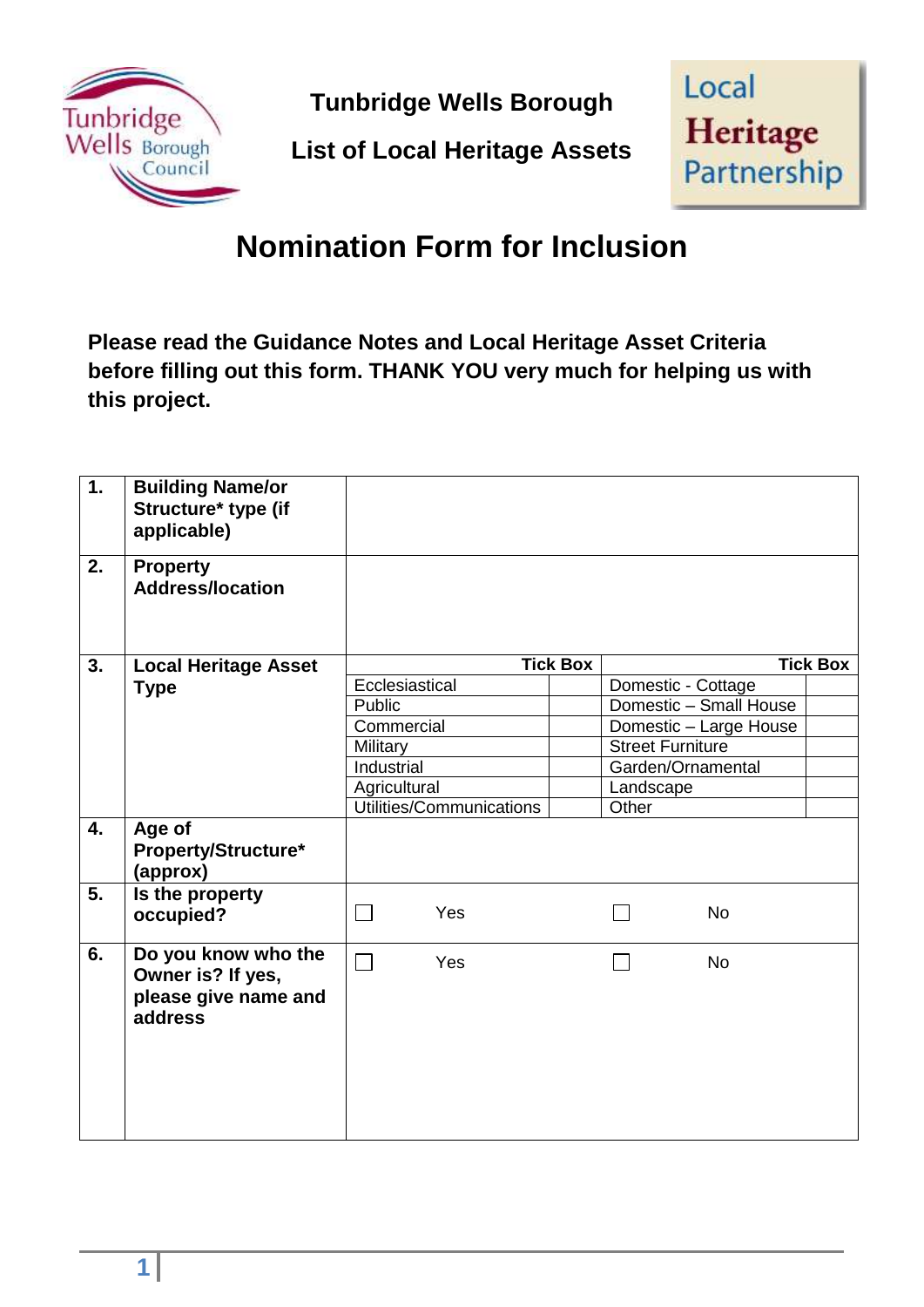**Tunbridge Wells Borough**

**List of Local Heritage Assets**

# Nomination Form for Inclusion

**Please read the Guidance Notes and Local Heritage Asset Criteria before filling out this form. THANK YOU very much for helping us with this project.**

| | | | | | |
|---|---|---|---|---|---|
| **1.** | **Building Name/or Structure* type (if applicable)** | | | | |
| **2.** | **Property Address/location** | | | | |
| **3.** | **Local Heritage Asset Type** | | **Tick Box** | | **Tick Box** |
| | | Ecclesiastical | | Domestic - Cottage | |
| | | Public | | Domestic – Small House | |
| | | Commercial | | Domestic – Large House | |
| | | Military | | Street Furniture | |
| | | Industrial | | Garden/Ornamental | |
| | | Agricultural | | Landscape | |
| | | Utilities/Communications | | Other | |
| **4.** | **Age of Property/Structure* (approx)** | | | | |
| **5.** | **Is the property occupied?** | ☐ Yes | | ☐ No | |
| **6.** | **Do you know who the Owner is? If yes, please give name and address** | ☐ Yes | | ☐ No | |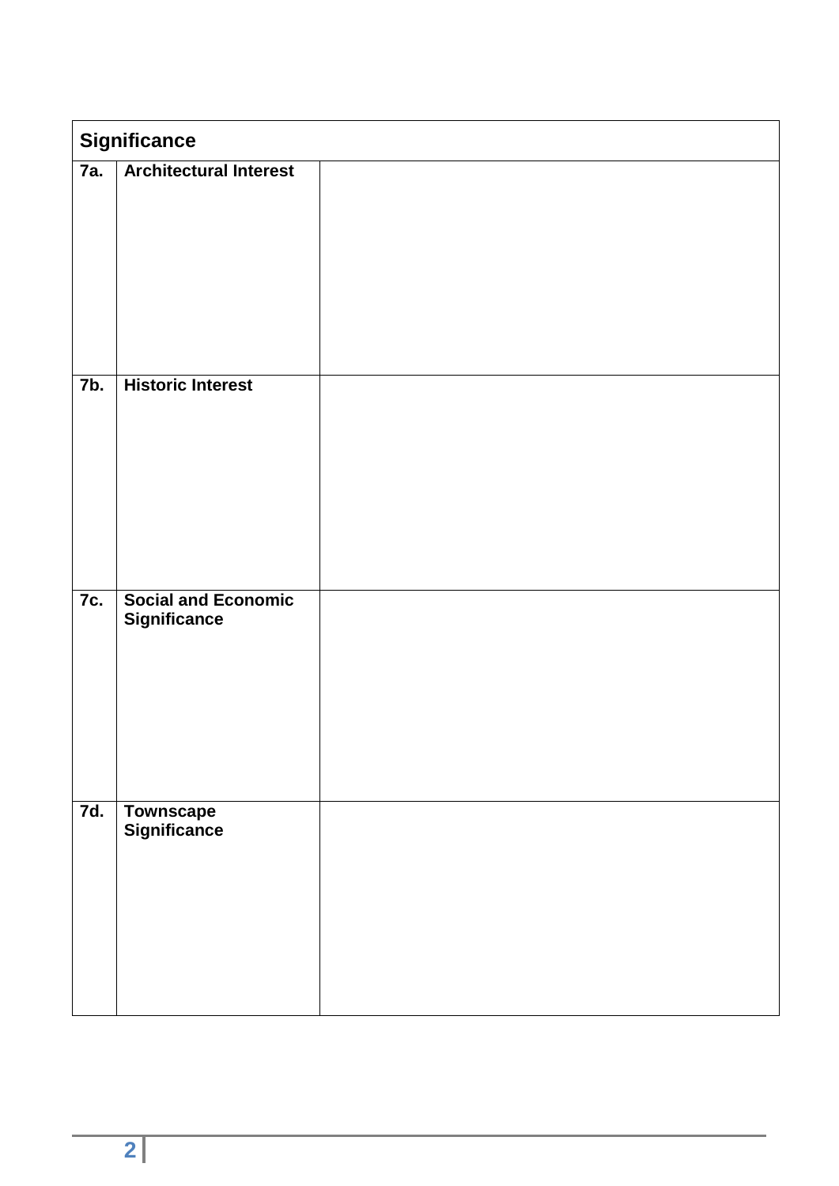| Significance | | |
|---|---|---|
| **7a.** | **Architectural Interest** | |
| **7b.** | **Historic Interest** | |
| **7c.** | **Social and Economic Significance** | |
| **7d.** | **Townscape Significance** | |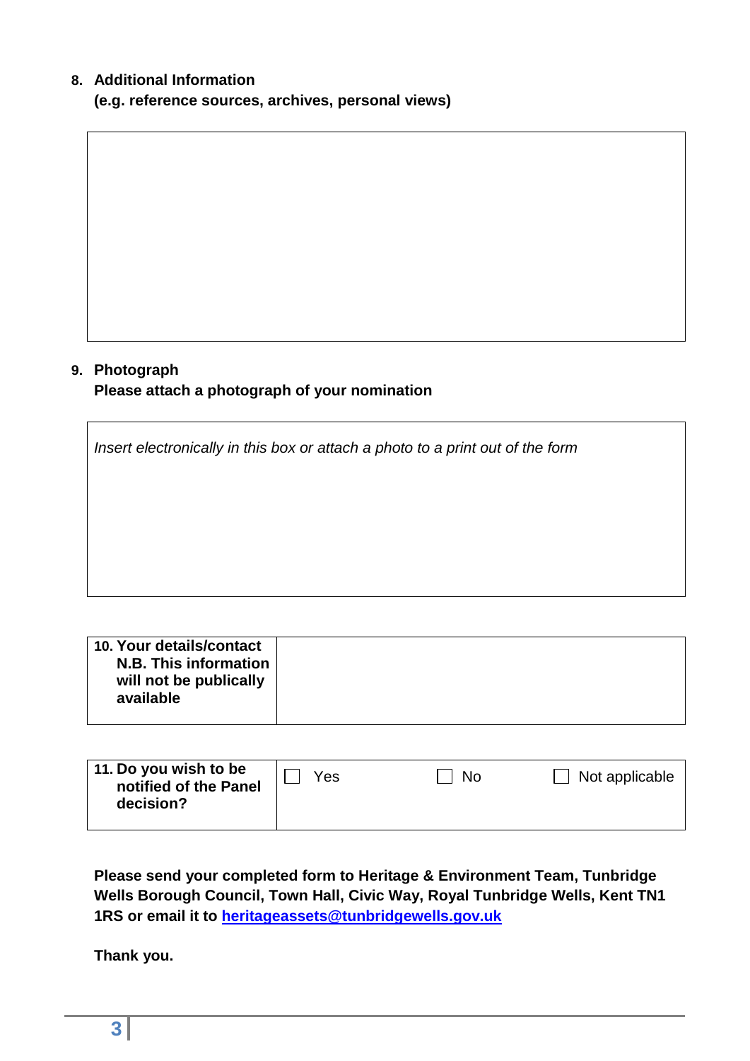**8. Additional Information**
**(e.g. reference sources, archives, personal views)**

| |
|---|
| |

**9. Photograph**
**Please attach a photograph of your nomination**

| |
|---|
| *Insert electronically in this box or attach a photo to a print out of the form* |

| | |
|---|---|
| **10. Your details/contact N.B. This information will not be publically available** | |

| | | | |
|---|---|---|---|
| **11. Do you wish to be notified of the Panel decision?** | ☐ Yes | ☐ No | ☐ Not applicable |

**Please send your completed form to Heritage & Environment Team, Tunbridge Wells Borough Council, Town Hall, Civic Way, Royal Tunbridge Wells, Kent TN1 1RS or email it to [heritageassets@tunbridgewells.gov.uk](mailto:heritageassets@tunbridgewells.gov.uk)**

**Thank you.**